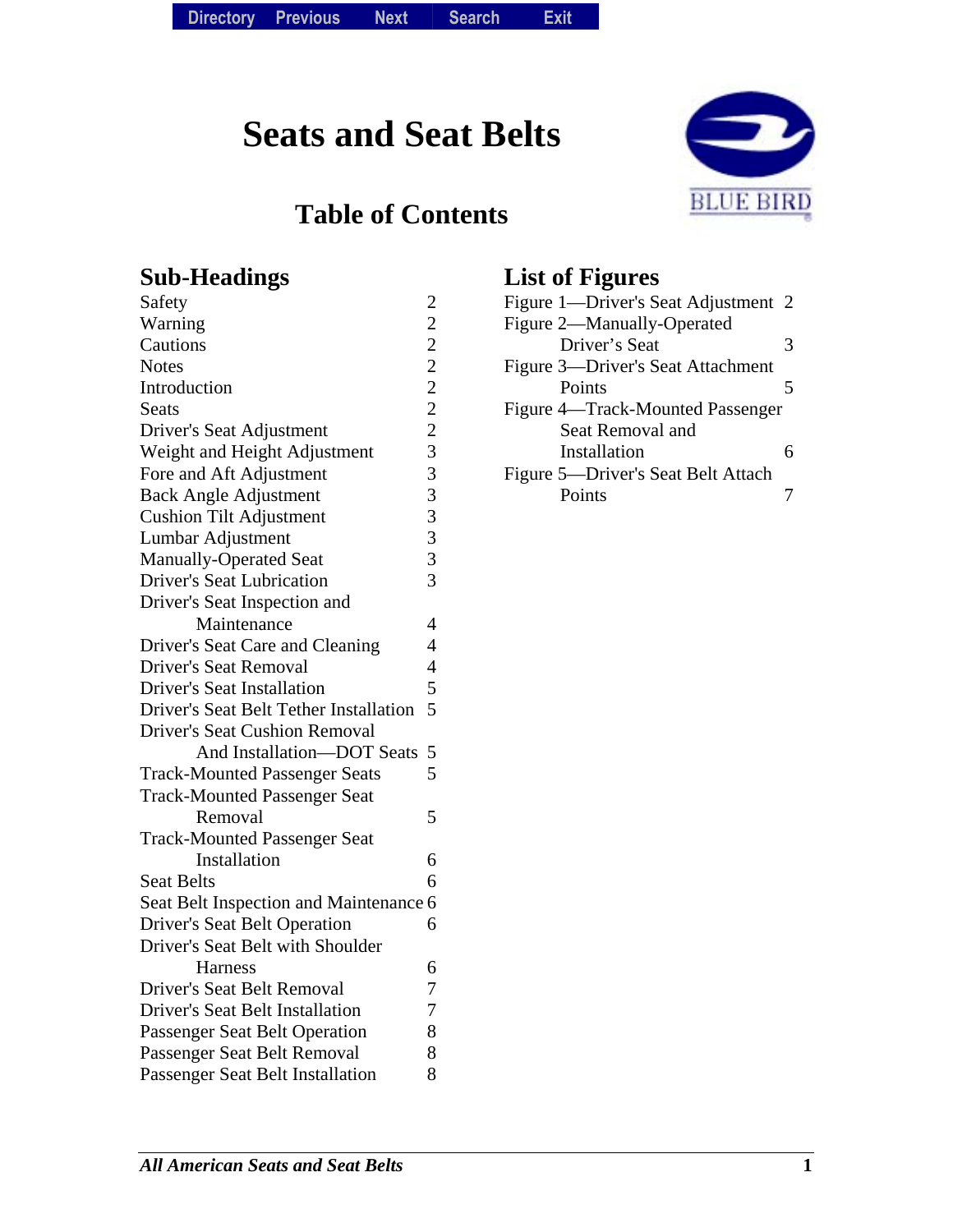# Seats and Seat Belts

## Table of Contents

### Sub-Headings

| Sub-Heading | Page |
|---|---|
| Safety | 2 |
| Warning | 2 |
| Cautions | 2 |
| Notes | 2 |
| Introduction | 2 |
| Seats | 2 |
| Driver's Seat Adjustment | 2 |
| Weight and Height Adjustment | 3 |
| Fore and Aft Adjustment | 3 |
| Back Angle Adjustment | 3 |
| Cushion Tilt Adjustment | 3 |
| Lumbar Adjustment | 3 |
| Manually-Operated Seat | 3 |
| Driver's Seat Lubrication | 3 |
| Driver's Seat Inspection and Maintenance | 4 |
| Driver's Seat Care and Cleaning | 4 |
| Driver's Seat Removal | 4 |
| Driver's Seat Installation | 5 |
| Driver's Seat Belt Tether Installation | 5 |
| Driver's Seat Cushion Removal And Installation—DOT Seats | 5 |
| Track-Mounted Passenger Seats | 5 |
| Track-Mounted Passenger Seat Removal | 5 |
| Track-Mounted Passenger Seat Installation | 6 |
| Seat Belts | 6 |
| Seat Belt Inspection and Maintenance | 6 |
| Driver's Seat Belt Operation | 6 |
| Driver's Seat Belt with Shoulder Harness | 6 |
| Driver's Seat Belt Removal | 7 |
| Driver's Seat Belt Installation | 7 |
| Passenger Seat Belt Operation | 8 |
| Passenger Seat Belt Removal | 8 |
| Passenger Seat Belt Installation | 8 |

### List of Figures

| Figure | Page |
|---|---|
| Figure 1—Driver's Seat Adjustment | 2 |
| Figure 2—Manually-Operated Driver's Seat | 3 |
| Figure 3—Driver's Seat Attachment Points | 5 |
| Figure 4—Track-Mounted Passenger Seat Removal and Installation | 6 |
| Figure 5—Driver's Seat Belt Attach Points | 7 |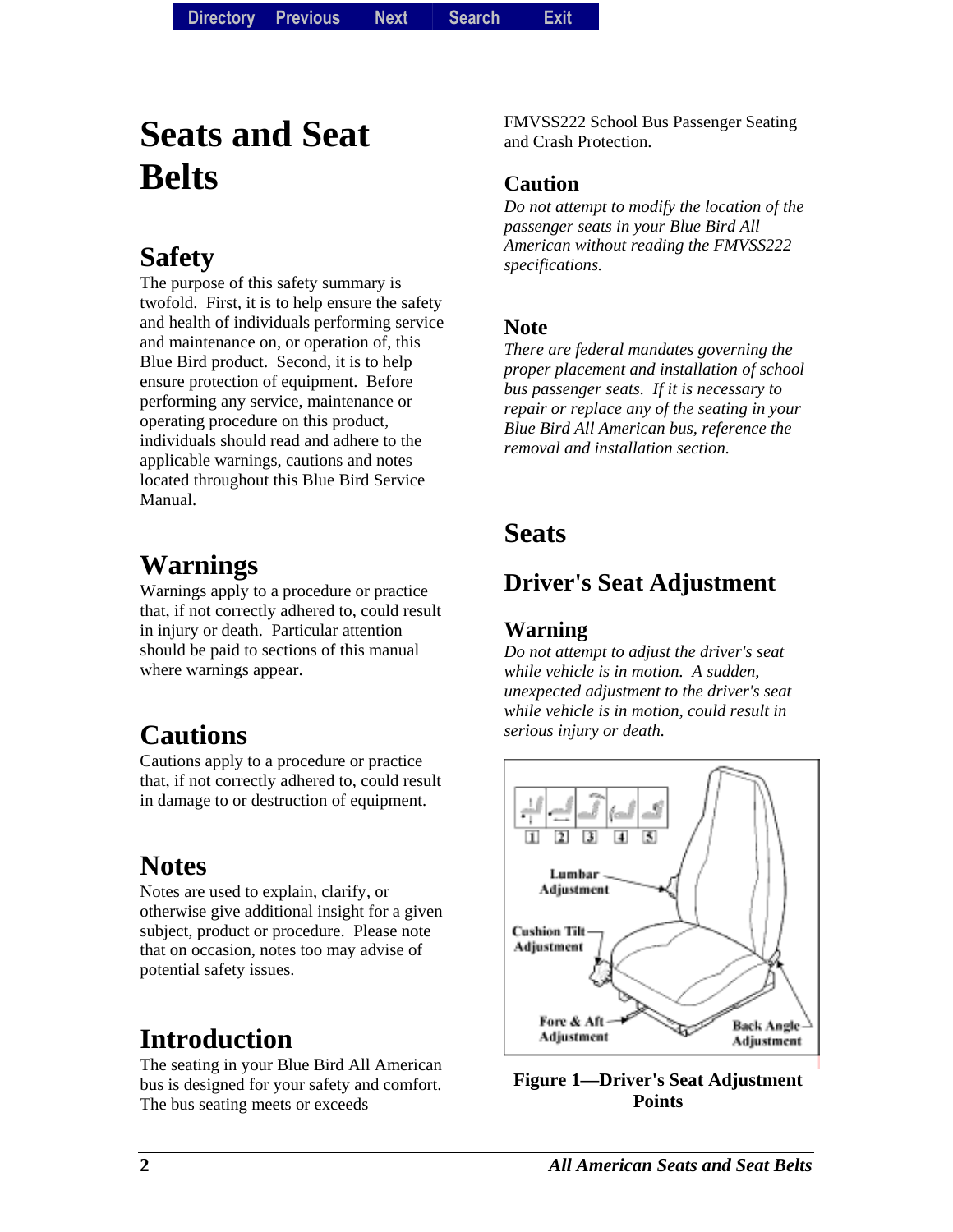# Seats and Seat Belts

## Safety

The purpose of this safety summary is twofold. First, it is to help ensure the safety and health of individuals performing service and maintenance on, or operation of, this Blue Bird product. Second, it is to help ensure protection of equipment. Before performing any service, maintenance or operating procedure on this product, individuals should read and adhere to the applicable warnings, cautions and notes located throughout this Blue Bird Service Manual.

## Warnings

Warnings apply to a procedure or practice that, if not correctly adhered to, could result in injury or death. Particular attention should be paid to sections of this manual where warnings appear.

## Cautions

Cautions apply to a procedure or practice that, if not correctly adhered to, could result in damage to or destruction of equipment.

## Notes

Notes are used to explain, clarify, or otherwise give additional insight for a given subject, product or procedure. Please note that on occasion, notes too may advise of potential safety issues.

## Introduction

The seating in your Blue Bird All American bus is designed for your safety and comfort. The bus seating meets or exceeds FMVSS222 School Bus Passenger Seating and Crash Protection.

### Caution

*Do not attempt to modify the location of the passenger seats in your Blue Bird All American without reading the FMVSS222 specifications.*

### Note

*There are federal mandates governing the proper placement and installation of school bus passenger seats. If it is necessary to repair or replace any of the seating in your Blue Bird All American bus, reference the removal and installation section.*

## Seats

## Driver's Seat Adjustment

### Warning

*Do not attempt to adjust the driver's seat while vehicle is in motion. A sudden, unexpected adjustment to the driver's seat while vehicle is in motion, could result in serious injury or death.*

**Figure 1—Driver's Seat Adjustment Points**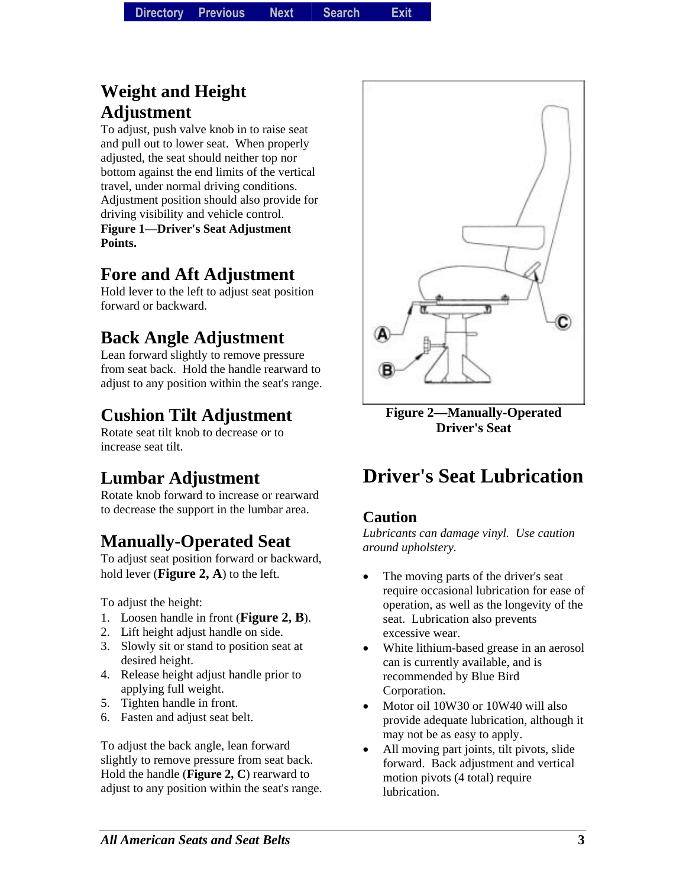## Weight and Height Adjustment

To adjust, push valve knob in to raise seat and pull out to lower seat. When properly adjusted, the seat should neither top nor bottom against the end limits of the vertical travel, under normal driving conditions. Adjustment position should also provide for driving visibility and vehicle control.

**Figure 1—Driver's Seat Adjustment Points.**

## Fore and Aft Adjustment

Hold lever to the left to adjust seat position forward or backward.

## Back Angle Adjustment

Lean forward slightly to remove pressure from seat back. Hold the handle rearward to adjust to any position within the seat's range.

## Cushion Tilt Adjustment

Rotate seat tilt knob to decrease or to increase seat tilt.

## Lumbar Adjustment

Rotate knob forward to increase or rearward to decrease the support in the lumbar area.

## Manually-Operated Seat

To adjust seat position forward or backward, hold lever (**Figure 2, A**) to the left.

To adjust the height:

1. Loosen handle in front (**Figure 2, B**).
2. Lift height adjust handle on side.
3. Slowly sit or stand to position seat at desired height.
4. Release height adjust handle prior to applying full weight.
5. Tighten handle in front.
6. Fasten and adjust seat belt.

To adjust the back angle, lean forward slightly to remove pressure from seat back. Hold the handle (**Figure 2, C**) rearward to adjust to any position within the seat's range.

**Figure 2—Manually-Operated Driver's Seat**

# Driver's Seat Lubrication

### Caution

*Lubricants can damage vinyl. Use caution around upholstery.*

- The moving parts of the driver's seat require occasional lubrication for ease of operation, as well as the longevity of the seat. Lubrication also prevents excessive wear.
- White lithium-based grease in an aerosol can is currently available, and is recommended by Blue Bird Corporation.
- Motor oil 10W30 or 10W40 will also provide adequate lubrication, although it may not be as easy to apply.
- All moving part joints, tilt pivots, slide forward. Back adjustment and vertical motion pivots (4 total) require lubrication.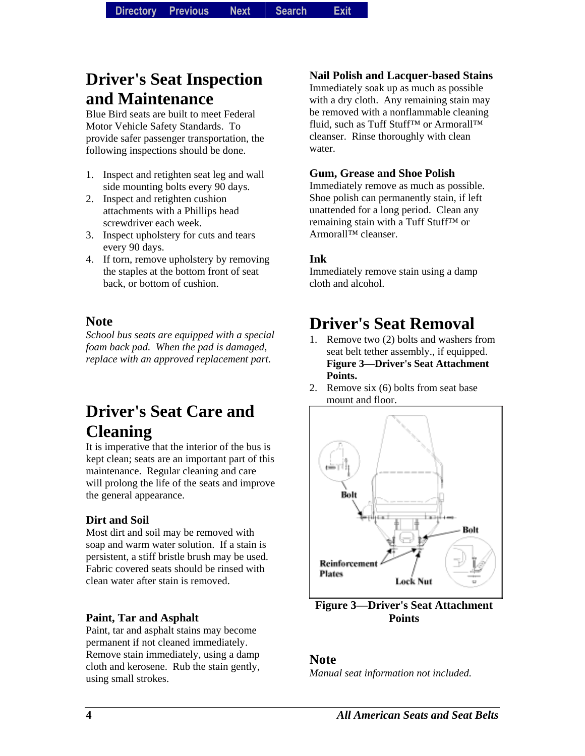## Driver's Seat Inspection and Maintenance

Blue Bird seats are built to meet Federal Motor Vehicle Safety Standards. To provide safer passenger transportation, the following inspections should be done.

1. Inspect and retighten seat leg and wall side mounting bolts every 90 days.
2. Inspect and retighten cushion attachments with a Phillips head screwdriver each week.
3. Inspect upholstery for cuts and tears every 90 days.
4. If torn, remove upholstery by removing the staples at the bottom front of seat back, or bottom of cushion.

### Note

*School bus seats are equipped with a special foam back pad. When the pad is damaged, replace with an approved replacement part.*

## Driver's Seat Care and Cleaning

It is imperative that the interior of the bus is kept clean; seats are an important part of this maintenance. Regular cleaning and care will prolong the life of the seats and improve the general appearance.

### Dirt and Soil

Most dirt and soil may be removed with soap and warm water solution. If a stain is persistent, a stiff bristle brush may be used. Fabric covered seats should be rinsed with clean water after stain is removed.

### Paint, Tar and Asphalt

Paint, tar and asphalt stains may become permanent if not cleaned immediately. Remove stain immediately, using a damp cloth and kerosene. Rub the stain gently, using small strokes.

### Nail Polish and Lacquer-based Stains

Immediately soak up as much as possible with a dry cloth. Any remaining stain may be removed with a nonflammable cleaning fluid, such as Tuff Stuff™ or Armorall™ cleanser. Rinse thoroughly with clean water.

### Gum, Grease and Shoe Polish

Immediately remove as much as possible. Shoe polish can permanently stain, if left unattended for a long period. Clean any remaining stain with a Tuff Stuff™ or Armorall™ cleanser.

### Ink

Immediately remove stain using a damp cloth and alcohol.

## Driver's Seat Removal

1. Remove two (2) bolts and washers from seat belt tether assembly., if equipped. **Figure 3—Driver's Seat Attachment Points.**
2. Remove six (6) bolts from seat base mount and floor.

Bolt

Bolt

Reinforcement Plates

Lock Nut

**Figure 3—Driver's Seat Attachment Points**

### Note

*Manual seat information not included.*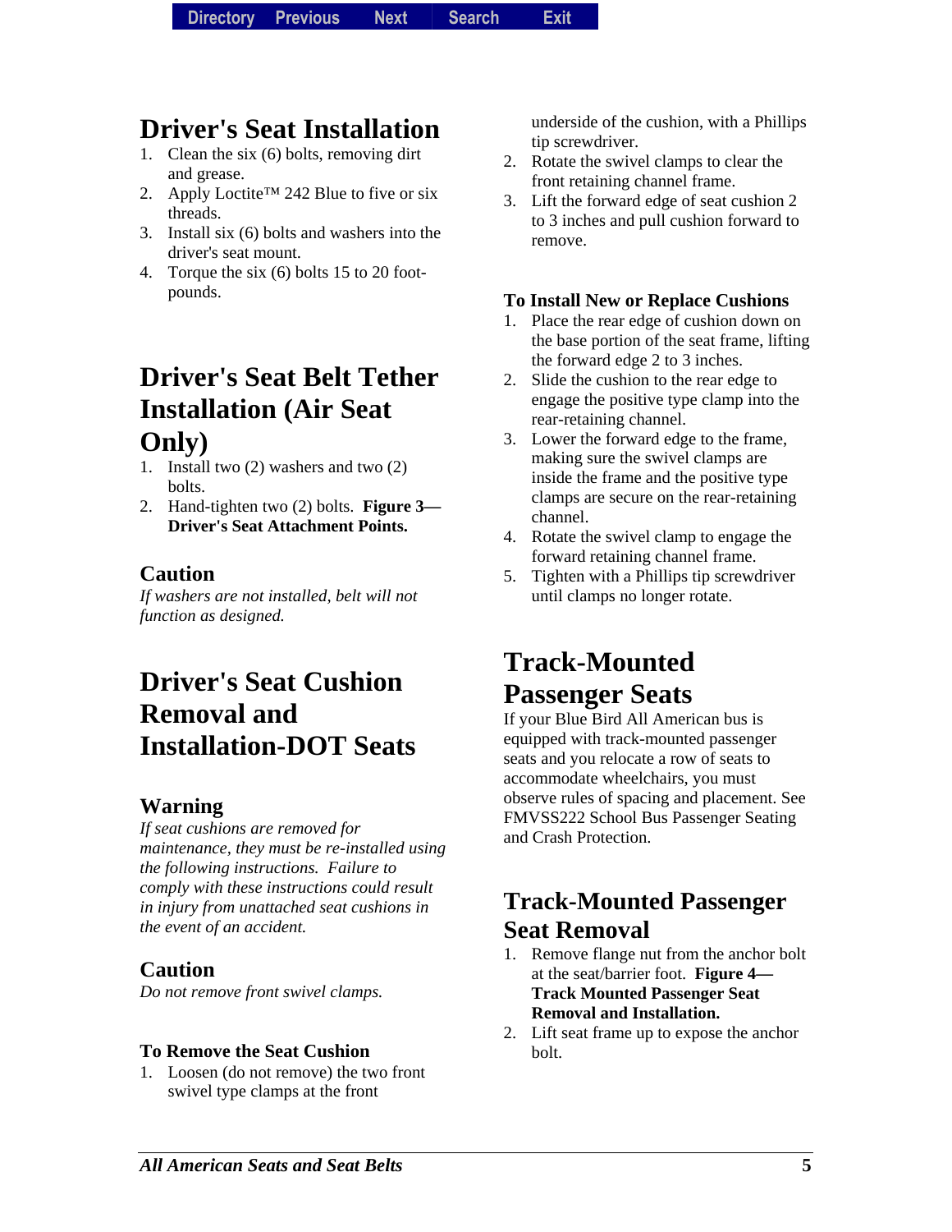# Driver's Seat Installation

1. Clean the six (6) bolts, removing dirt and grease.
2. Apply Loctite™ 242 Blue to five or six threads.
3. Install six (6) bolts and washers into the driver's seat mount.
4. Torque the six (6) bolts 15 to 20 foot-pounds.

# Driver's Seat Belt Tether Installation (Air Seat Only)

1. Install two (2) washers and two (2) bolts.
2. Hand-tighten two (2) bolts. **Figure 3—Driver's Seat Attachment Points.**

## Caution

*If washers are not installed, belt will not function as designed.*

# Driver's Seat Cushion Removal and Installation-DOT Seats

## Warning

*If seat cushions are removed for maintenance, they must be re-installed using the following instructions. Failure to comply with these instructions could result in injury from unattached seat cushions in the event of an accident.*

## Caution

*Do not remove front swivel clamps.*

### To Remove the Seat Cushion

1. Loosen (do not remove) the two front swivel type clamps at the front underside of the cushion, with a Phillips tip screwdriver.
2. Rotate the swivel clamps to clear the front retaining channel frame.
3. Lift the forward edge of seat cushion 2 to 3 inches and pull cushion forward to remove.

### To Install New or Replace Cushions

1. Place the rear edge of cushion down on the base portion of the seat frame, lifting the forward edge 2 to 3 inches.
2. Slide the cushion to the rear edge to engage the positive type clamp into the rear-retaining channel.
3. Lower the forward edge to the frame, making sure the swivel clamps are inside the frame and the positive type clamps are secure on the rear-retaining channel.
4. Rotate the swivel clamp to engage the forward retaining channel frame.
5. Tighten with a Phillips tip screwdriver until clamps no longer rotate.

# Track-Mounted Passenger Seats

If your Blue Bird All American bus is equipped with track-mounted passenger seats and you relocate a row of seats to accommodate wheelchairs, you must observe rules of spacing and placement. See FMVSS222 School Bus Passenger Seating and Crash Protection.

# Track-Mounted Passenger Seat Removal

1. Remove flange nut from the anchor bolt at the seat/barrier foot. **Figure 4—Track Mounted Passenger Seat Removal and Installation.**
2. Lift seat frame up to expose the anchor bolt.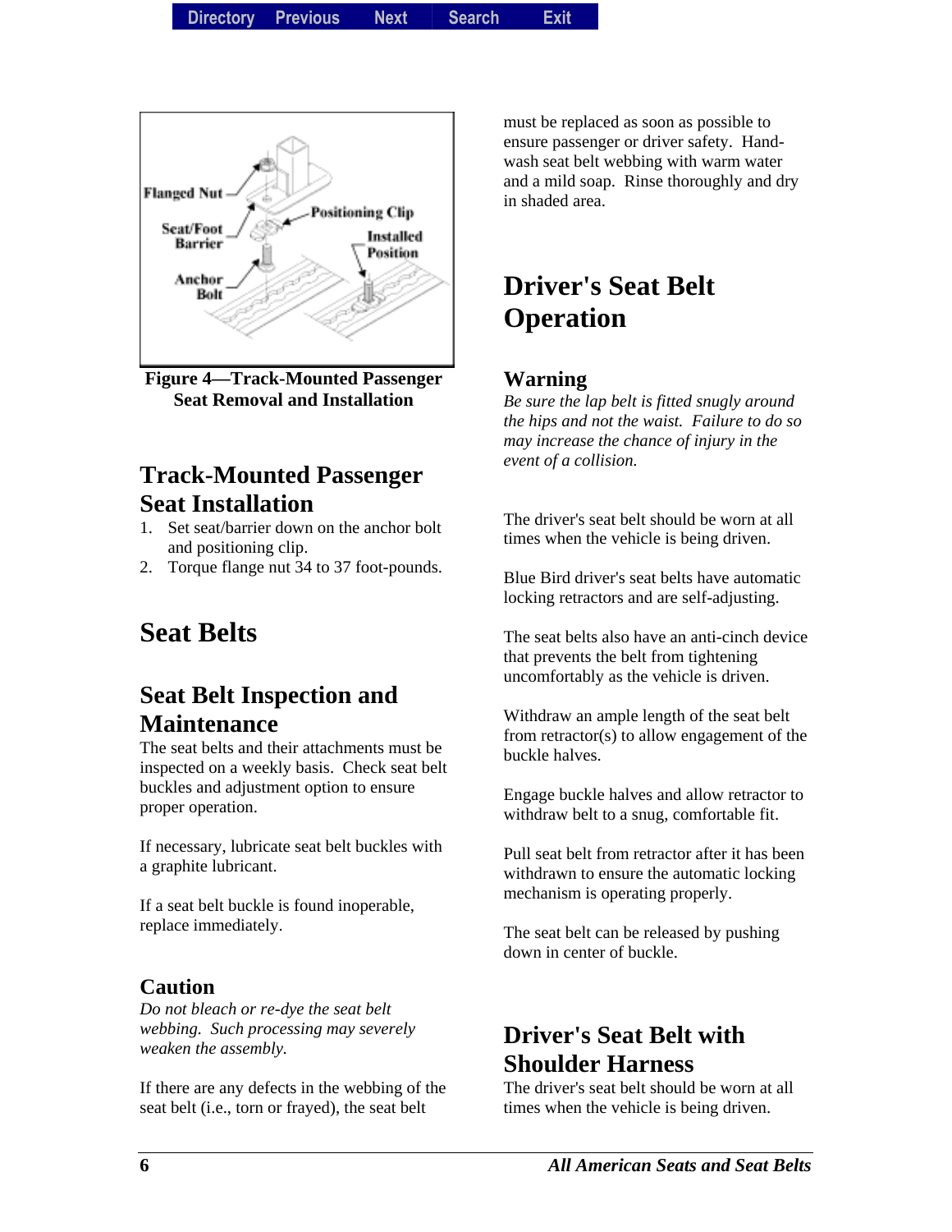Figure 4—Track-Mounted Passenger Seat Removal and Installation

## Track-Mounted Passenger Seat Installation

1. Set seat/barrier down on the anchor bolt and positioning clip.
2. Torque flange nut 34 to 37 foot-pounds.

# Seat Belts

## Seat Belt Inspection and Maintenance

The seat belts and their attachments must be inspected on a weekly basis. Check seat belt buckles and adjustment option to ensure proper operation.

If necessary, lubricate seat belt buckles with a graphite lubricant.

If a seat belt buckle is found inoperable, replace immediately.

### Caution

*Do not bleach or re-dye the seat belt webbing. Such processing may severely weaken the assembly.*

If there are any defects in the webbing of the seat belt (i.e., torn or frayed), the seat belt must be replaced as soon as possible to ensure passenger or driver safety. Hand-wash seat belt webbing with warm water and a mild soap. Rinse thoroughly and dry in shaded area.

## Driver's Seat Belt Operation

### Warning

*Be sure the lap belt is fitted snugly around the hips and not the waist. Failure to do so may increase the chance of injury in the event of a collision.*

The driver's seat belt should be worn at all times when the vehicle is being driven.

Blue Bird driver's seat belts have automatic locking retractors and are self-adjusting.

The seat belts also have an anti-cinch device that prevents the belt from tightening uncomfortably as the vehicle is driven.

Withdraw an ample length of the seat belt from retractor(s) to allow engagement of the buckle halves.

Engage buckle halves and allow retractor to withdraw belt to a snug, comfortable fit.

Pull seat belt from retractor after it has been withdrawn to ensure the automatic locking mechanism is operating properly.

The seat belt can be released by pushing down in center of buckle.

## Driver's Seat Belt with Shoulder Harness

The driver's seat belt should be worn at all times when the vehicle is being driven.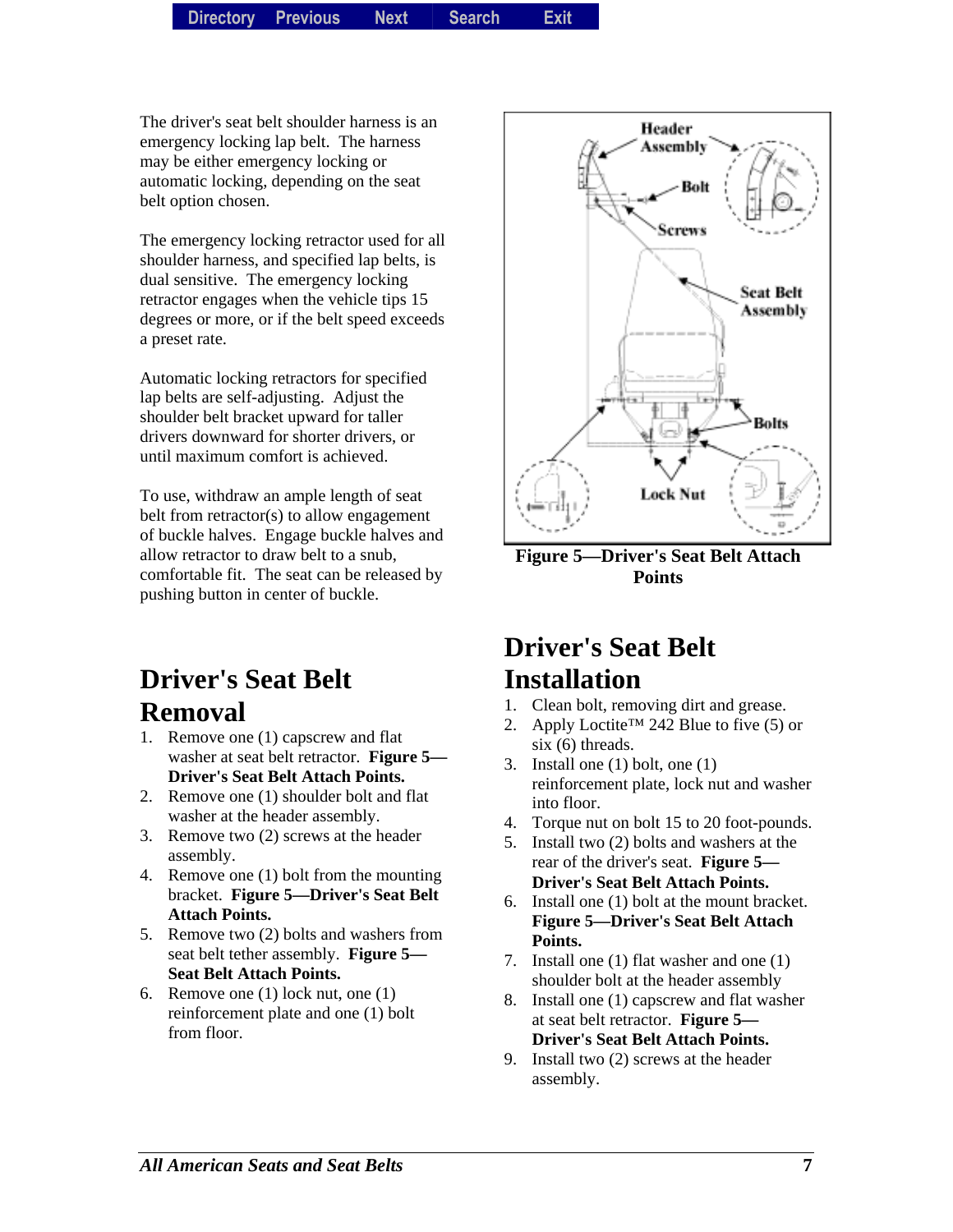The driver's seat belt shoulder harness is an emergency locking lap belt. The harness may be either emergency locking or automatic locking, depending on the seat belt option chosen.

The emergency locking retractor used for all shoulder harness, and specified lap belts, is dual sensitive. The emergency locking retractor engages when the vehicle tips 15 degrees or more, or if the belt speed exceeds a preset rate.

Automatic locking retractors for specified lap belts are self-adjusting. Adjust the shoulder belt bracket upward for taller drivers downward for shorter drivers, or until maximum comfort is achieved.

To use, withdraw an ample length of seat belt from retractor(s) to allow engagement of buckle halves. Engage buckle halves and allow retractor to draw belt to a snub, comfortable fit. The seat can be released by pushing button in center of buckle.

## Driver's Seat Belt Removal

1. Remove one (1) capscrew and flat washer at seat belt retractor. **Figure 5—Driver's Seat Belt Attach Points.**
2. Remove one (1) shoulder bolt and flat washer at the header assembly.
3. Remove two (2) screws at the header assembly.
4. Remove one (1) bolt from the mounting bracket. **Figure 5—Driver's Seat Belt Attach Points.**
5. Remove two (2) bolts and washers from seat belt tether assembly. **Figure 5—Seat Belt Attach Points.**
6. Remove one (1) lock nut, one (1) reinforcement plate and one (1) bolt from floor.

**Figure 5—Driver's Seat Belt Attach Points**

## Driver's Seat Belt Installation

1. Clean bolt, removing dirt and grease.
2. Apply Loctite™ 242 Blue to five (5) or six (6) threads.
3. Install one (1) bolt, one (1) reinforcement plate, lock nut and washer into floor.
4. Torque nut on bolt 15 to 20 foot-pounds.
5. Install two (2) bolts and washers at the rear of the driver's seat. **Figure 5—Driver's Seat Belt Attach Points.**
6. Install one (1) bolt at the mount bracket. **Figure 5—Driver's Seat Belt Attach Points.**
7. Install one (1) flat washer and one (1) shoulder bolt at the header assembly
8. Install one (1) capscrew and flat washer at seat belt retractor. **Figure 5—Driver's Seat Belt Attach Points.**
9. Install two (2) screws at the header assembly.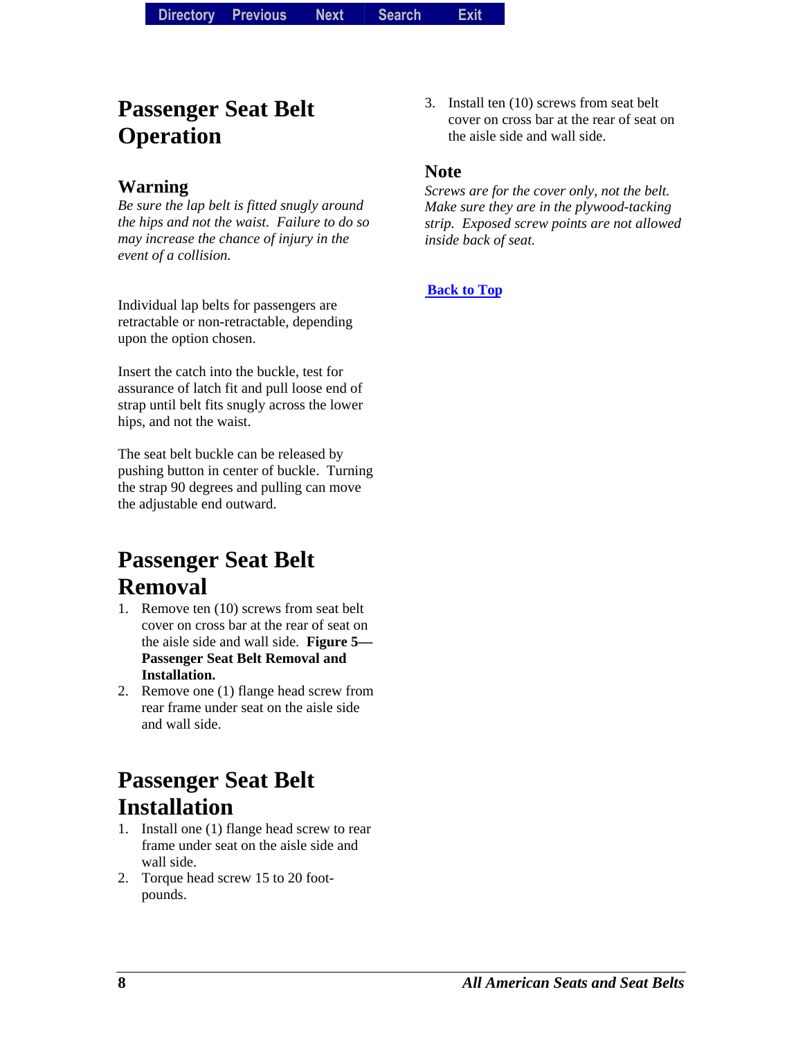# Passenger Seat Belt Operation

### Warning

*Be sure the lap belt is fitted snugly around the hips and not the waist. Failure to do so may increase the chance of injury in the event of a collision.*

Individual lap belts for passengers are retractable or non-retractable, depending upon the option chosen.

Insert the catch into the buckle, test for assurance of latch fit and pull loose end of strap until belt fits snugly across the lower hips, and not the waist.

The seat belt buckle can be released by pushing button in center of buckle. Turning the strap 90 degrees and pulling can move the adjustable end outward.

# Passenger Seat Belt Removal

1. Remove ten (10) screws from seat belt cover on cross bar at the rear of seat on the aisle side and wall side. **Figure 5—Passenger Seat Belt Removal and Installation.**
2. Remove one (1) flange head screw from rear frame under seat on the aisle side and wall side.

# Passenger Seat Belt Installation

1. Install one (1) flange head screw to rear frame under seat on the aisle side and wall side.
2. Torque head screw 15 to 20 foot-pounds.
3. Install ten (10) screws from seat belt cover on cross bar at the rear of seat on the aisle side and wall side.

### Note

*Screws are for the cover only, not the belt. Make sure they are in the plywood-tacking strip. Exposed screw points are not allowed inside back of seat.*

**Back to Top**